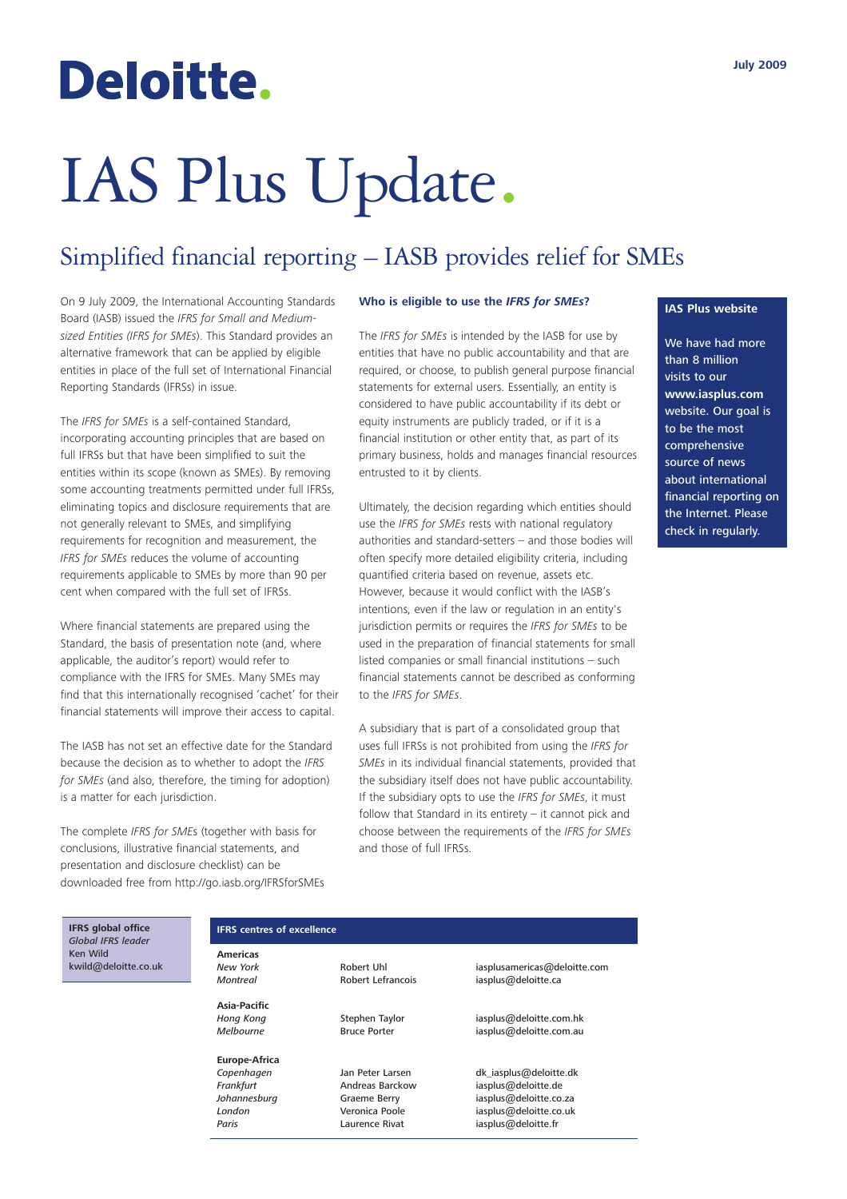Deloitte.

July 2009

# IAS Plus Update.

## Simplified financial reporting – IASB provides relief for SMEs

On 9 July 2009, the International Accounting Standards Board (IASB) issued the *IFRS for Small and Medium-sized Entities (IFRS for SMEs)*. This Standard provides an alternative framework that can be applied by eligible entities in place of the full set of International Financial Reporting Standards (IFRSs) in issue.

The *IFRS for SMEs* is a self-contained Standard, incorporating accounting principles that are based on full IFRSs but that have been simplified to suit the entities within its scope (known as SMEs). By removing some accounting treatments permitted under full IFRSs, eliminating topics and disclosure requirements that are not generally relevant to SMEs, and simplifying requirements for recognition and measurement, the *IFRS for SMEs* reduces the volume of accounting requirements applicable to SMEs by more than 90 per cent when compared with the full set of IFRSs.

Where financial statements are prepared using the Standard, the basis of presentation note (and, where applicable, the auditor's report) would refer to compliance with the IFRS for SMEs. Many SMEs may find that this internationally recognised 'cachet' for their financial statements will improve their access to capital.

The IASB has not set an effective date for the Standard because the decision as to whether to adopt the *IFRS for SMEs* (and also, therefore, the timing for adoption) is a matter for each jurisdiction.

The complete *IFRS for SMEs* (together with basis for conclusions, illustrative financial statements, and presentation and disclosure checklist) can be downloaded free from http://go.iasb.org/IFRSforSMEs

### Who is eligible to use the *IFRS for SMEs*?

The *IFRS for SMEs* is intended by the IASB for use by entities that have no public accountability and that are required, or choose, to publish general purpose financial statements for external users. Essentially, an entity is considered to have public accountability if its debt or equity instruments are publicly traded, or if it is a financial institution or other entity that, as part of its primary business, holds and manages financial resources entrusted to it by clients.

Ultimately, the decision regarding which entities should use the *IFRS for SMEs* rests with national regulatory authorities and standard-setters – and those bodies will often specify more detailed eligibility criteria, including quantified criteria based on revenue, assets etc. However, because it would conflict with the IASB's intentions, even if the law or regulation in an entity's jurisdiction permits or requires the *IFRS for SMEs* to be used in the preparation of financial statements for small listed companies or small financial institutions – such financial statements cannot be described as conforming to the *IFRS for SMEs*.

A subsidiary that is part of a consolidated group that uses full IFRSs is not prohibited from using the *IFRS for SMEs* in its individual financial statements, provided that the subsidiary itself does not have public accountability. If the subsidiary opts to use the *IFRS for SMEs*, it must follow that Standard in its entirety – it cannot pick and choose between the requirements of the *IFRS for SMEs* and those of full IFRSs.

**IAS Plus website**

We have had more than 8 million visits to our **www.iasplus.com** website. Our goal is to be the most comprehensive source of news about international financial reporting on the Internet. Please check in regularly.

**IFRS global office**
*Global IFRS leader*
Ken Wild
kwild@deloitte.co.uk

**IFRS centres of excellence**

| | | |
|---|---|---|
| **Americas** | | |
| *New York* | Robert Uhl | iasplusamericas@deloitte.com |
| *Montreal* | Robert Lefrancois | iasplus@deloitte.ca |
| **Asia-Pacific** | | |
| *Hong Kong* | Stephen Taylor | iasplus@deloitte.com.hk |
| *Melbourne* | Bruce Porter | iasplus@deloitte.com.au |
| **Europe-Africa** | | |
| *Copenhagen* | Jan Peter Larsen | dk_iasplus@deloitte.dk |
| *Frankfurt* | Andreas Barckow | iasplus@deloitte.de |
| *Johannesburg* | Graeme Berry | iasplus@deloitte.co.za |
| *London* | Veronica Poole | iasplus@deloitte.co.uk |
| *Paris* | Laurence Rivat | iasplus@deloitte.fr |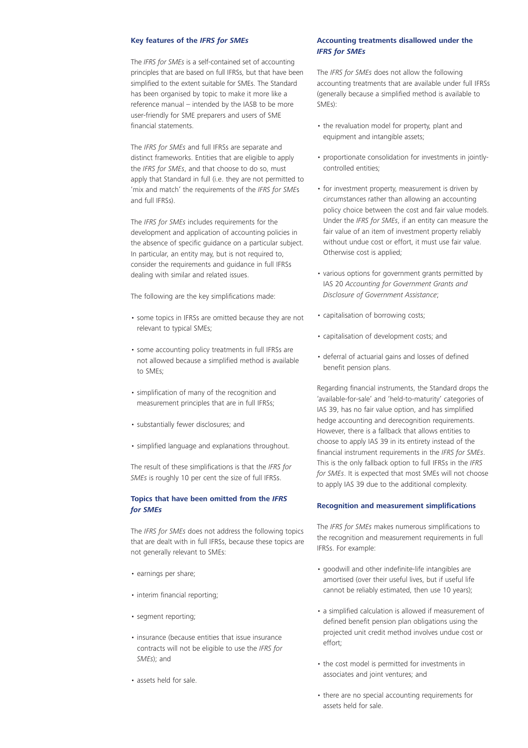### Key features of the *IFRS for SMEs*

The *IFRS for SMEs* is a self-contained set of accounting principles that are based on full IFRSs, but that have been simplified to the extent suitable for SMEs. The Standard has been organised by topic to make it more like a reference manual – intended by the IASB to be more user-friendly for SME preparers and users of SME financial statements.

The *IFRS for SMEs* and full IFRSs are separate and distinct frameworks. Entities that are eligible to apply the *IFRS for SMEs*, and that choose to do so, must apply that Standard in full (i.e. they are not permitted to 'mix and match' the requirements of the *IFRS for SMEs* and full IFRSs).

The *IFRS for SMEs* includes requirements for the development and application of accounting policies in the absence of specific guidance on a particular subject. In particular, an entity may, but is not required to, consider the requirements and guidance in full IFRSs dealing with similar and related issues.

The following are the key simplifications made:

- some topics in IFRSs are omitted because they are not relevant to typical SMEs;
- some accounting policy treatments in full IFRSs are not allowed because a simplified method is available to SMEs;
- simplification of many of the recognition and measurement principles that are in full IFRSs;
- substantially fewer disclosures; and
- simplified language and explanations throughout.

The result of these simplifications is that the *IFRS for SMEs* is roughly 10 per cent the size of full IFRSs.

### Topics that have been omitted from the *IFRS for SMEs*

The *IFRS for SMEs* does not address the following topics that are dealt with in full IFRSs, because these topics are not generally relevant to SMEs:

- earnings per share;
- interim financial reporting;
- segment reporting;
- insurance (because entities that issue insurance contracts will not be eligible to use the *IFRS for SMEs*); and
- assets held for sale.

### Accounting treatments disallowed under the *IFRS for SMEs*

The *IFRS for SMEs* does not allow the following accounting treatments that are available under full IFRSs (generally because a simplified method is available to SMEs):

- the revaluation model for property, plant and equipment and intangible assets;
- proportionate consolidation for investments in jointly-controlled entities;
- for investment property, measurement is driven by circumstances rather than allowing an accounting policy choice between the cost and fair value models. Under the *IFRS for SMEs*, if an entity can measure the fair value of an item of investment property reliably without undue cost or effort, it must use fair value. Otherwise cost is applied;
- various options for government grants permitted by IAS 20 *Accounting for Government Grants and Disclosure of Government Assistance*;
- capitalisation of borrowing costs;
- capitalisation of development costs; and
- deferral of actuarial gains and losses of defined benefit pension plans.

Regarding financial instruments, the Standard drops the 'available-for-sale' and 'held-to-maturity' categories of IAS 39, has no fair value option, and has simplified hedge accounting and derecognition requirements. However, there is a fallback that allows entities to choose to apply IAS 39 in its entirety instead of the financial instrument requirements in the *IFRS for SMEs*. This is the only fallback option to full IFRSs in the *IFRS for SMEs*. It is expected that most SMEs will not choose to apply IAS 39 due to the additional complexity.

### Recognition and measurement simplifications

The *IFRS for SMEs* makes numerous simplifications to the recognition and measurement requirements in full IFRSs. For example:

- goodwill and other indefinite-life intangibles are amortised (over their useful lives, but if useful life cannot be reliably estimated, then use 10 years);
- a simplified calculation is allowed if measurement of defined benefit pension plan obligations using the projected unit credit method involves undue cost or effort;
- the cost model is permitted for investments in associates and joint ventures; and
- there are no special accounting requirements for assets held for sale.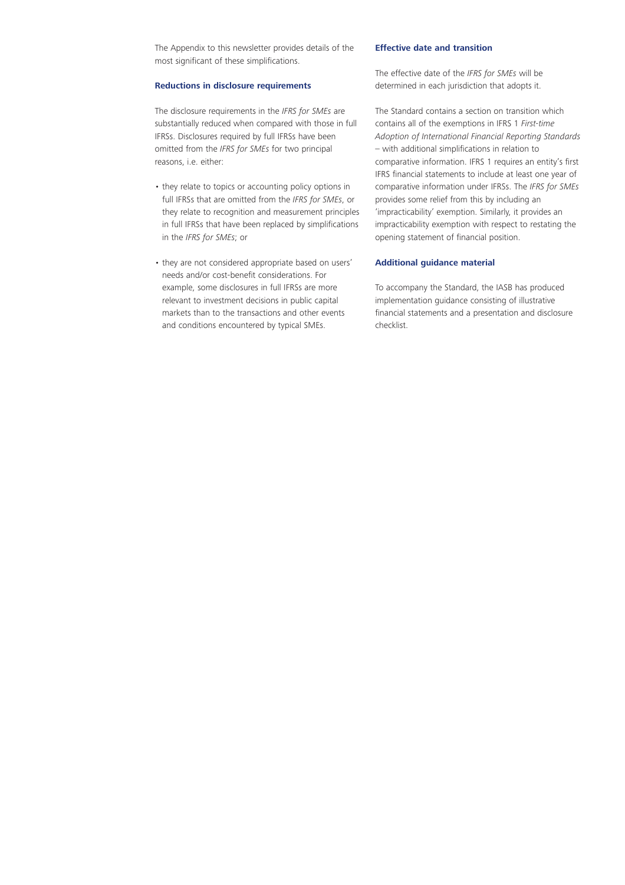The Appendix to this newsletter provides details of the most significant of these simplifications.

### Reductions in disclosure requirements

The disclosure requirements in the *IFRS for SMEs* are substantially reduced when compared with those in full IFRSs. Disclosures required by full IFRSs have been omitted from the *IFRS for SMEs* for two principal reasons, i.e. either:

- they relate to topics or accounting policy options in full IFRSs that are omitted from the *IFRS for SMEs*, or they relate to recognition and measurement principles in full IFRSs that have been replaced by simplifications in the *IFRS for SMEs*; or
- they are not considered appropriate based on users' needs and/or cost-benefit considerations. For example, some disclosures in full IFRSs are more relevant to investment decisions in public capital markets than to the transactions and other events and conditions encountered by typical SMEs.

### Effective date and transition

The effective date of the *IFRS for SMEs* will be determined in each jurisdiction that adopts it.

The Standard contains a section on transition which contains all of the exemptions in IFRS 1 *First-time Adoption of International Financial Reporting Standards* – with additional simplifications in relation to comparative information. IFRS 1 requires an entity's first IFRS financial statements to include at least one year of comparative information under IFRSs. The *IFRS for SMEs* provides some relief from this by including an 'impracticability' exemption. Similarly, it provides an impracticability exemption with respect to restating the opening statement of financial position.

### Additional guidance material

To accompany the Standard, the IASB has produced implementation guidance consisting of illustrative financial statements and a presentation and disclosure checklist.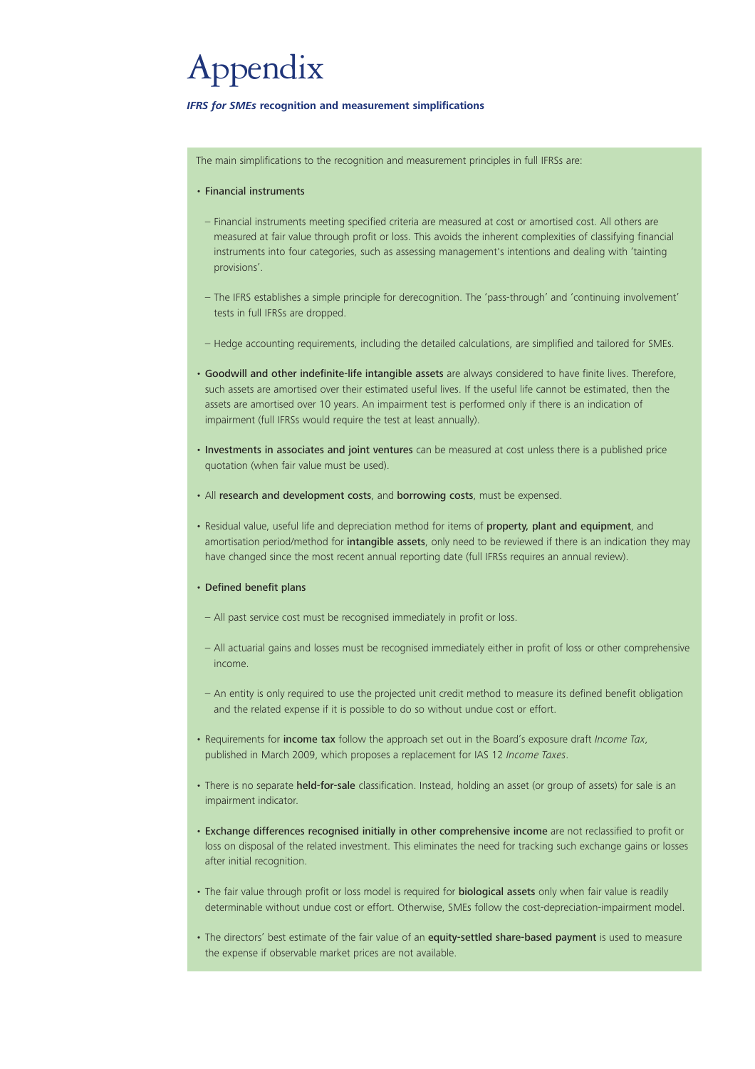# Appendix

***IFRS for SMEs* recognition and measurement simplifications**

The main simplifications to the recognition and measurement principles in full IFRSs are:

- **Financial instruments**
  - Financial instruments meeting specified criteria are measured at cost or amortised cost. All others are measured at fair value through profit or loss. This avoids the inherent complexities of classifying financial instruments into four categories, such as assessing management's intentions and dealing with 'tainting provisions'.
  - The IFRS establishes a simple principle for derecognition. The 'pass-through' and 'continuing involvement' tests in full IFRSs are dropped.
  - Hedge accounting requirements, including the detailed calculations, are simplified and tailored for SMEs.
- **Goodwill and other indefinite-life intangible assets** are always considered to have finite lives. Therefore, such assets are amortised over their estimated useful lives. If the useful life cannot be estimated, then the assets are amortised over 10 years. An impairment test is performed only if there is an indication of impairment (full IFRSs would require the test at least annually).
- **Investments in associates and joint ventures** can be measured at cost unless there is a published price quotation (when fair value must be used).
- All **research and development costs**, and **borrowing costs**, must be expensed.
- Residual value, useful life and depreciation method for items of **property, plant and equipment**, and amortisation period/method for **intangible assets**, only need to be reviewed if there is an indication they may have changed since the most recent annual reporting date (full IFRSs requires an annual review).
- **Defined benefit plans**
  - All past service cost must be recognised immediately in profit or loss.
  - All actuarial gains and losses must be recognised immediately either in profit of loss or other comprehensive income.
  - An entity is only required to use the projected unit credit method to measure its defined benefit obligation and the related expense if it is possible to do so without undue cost or effort.
- Requirements for **income tax** follow the approach set out in the Board's exposure draft *Income Tax*, published in March 2009, which proposes a replacement for IAS 12 *Income Taxes*.
- There is no separate **held-for-sale** classification. Instead, holding an asset (or group of assets) for sale is an impairment indicator.
- **Exchange differences recognised initially in other comprehensive income** are not reclassified to profit or loss on disposal of the related investment. This eliminates the need for tracking such exchange gains or losses after initial recognition.
- The fair value through profit or loss model is required for **biological assets** only when fair value is readily determinable without undue cost or effort. Otherwise, SMEs follow the cost-depreciation-impairment model.
- The directors' best estimate of the fair value of an **equity-settled share-based payment** is used to measure the expense if observable market prices are not available.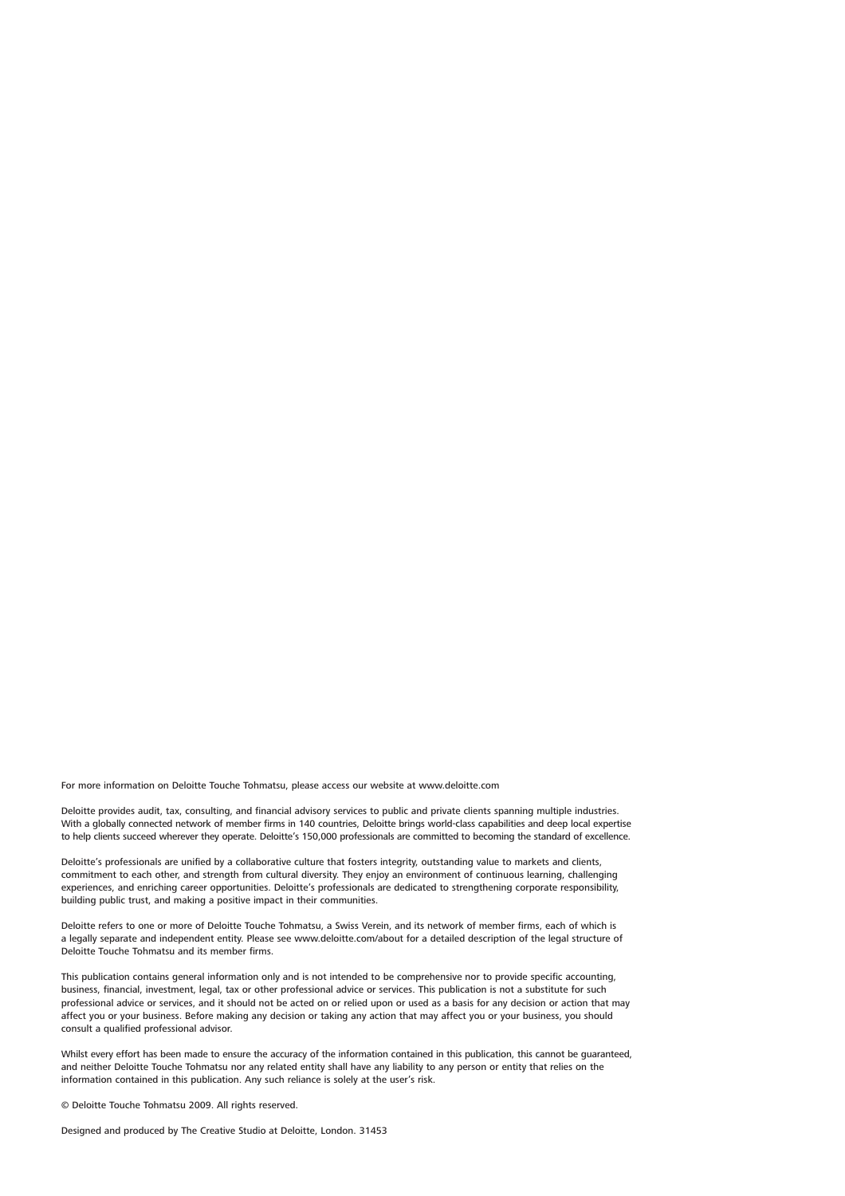For more information on Deloitte Touche Tohmatsu, please access our website at www.deloitte.com

Deloitte provides audit, tax, consulting, and financial advisory services to public and private clients spanning multiple industries. With a globally connected network of member firms in 140 countries, Deloitte brings world-class capabilities and deep local expertise to help clients succeed wherever they operate. Deloitte's 150,000 professionals are committed to becoming the standard of excellence.

Deloitte's professionals are unified by a collaborative culture that fosters integrity, outstanding value to markets and clients, commitment to each other, and strength from cultural diversity. They enjoy an environment of continuous learning, challenging experiences, and enriching career opportunities. Deloitte's professionals are dedicated to strengthening corporate responsibility, building public trust, and making a positive impact in their communities.

Deloitte refers to one or more of Deloitte Touche Tohmatsu, a Swiss Verein, and its network of member firms, each of which is a legally separate and independent entity. Please see www.deloitte.com/about for a detailed description of the legal structure of Deloitte Touche Tohmatsu and its member firms.

This publication contains general information only and is not intended to be comprehensive nor to provide specific accounting, business, financial, investment, legal, tax or other professional advice or services. This publication is not a substitute for such professional advice or services, and it should not be acted on or relied upon or used as a basis for any decision or action that may affect you or your business. Before making any decision or taking any action that may affect you or your business, you should consult a qualified professional advisor.

Whilst every effort has been made to ensure the accuracy of the information contained in this publication, this cannot be guaranteed, and neither Deloitte Touche Tohmatsu nor any related entity shall have any liability to any person or entity that relies on the information contained in this publication. Any such reliance is solely at the user's risk.

© Deloitte Touche Tohmatsu 2009. All rights reserved.

Designed and produced by The Creative Studio at Deloitte, London. 31453